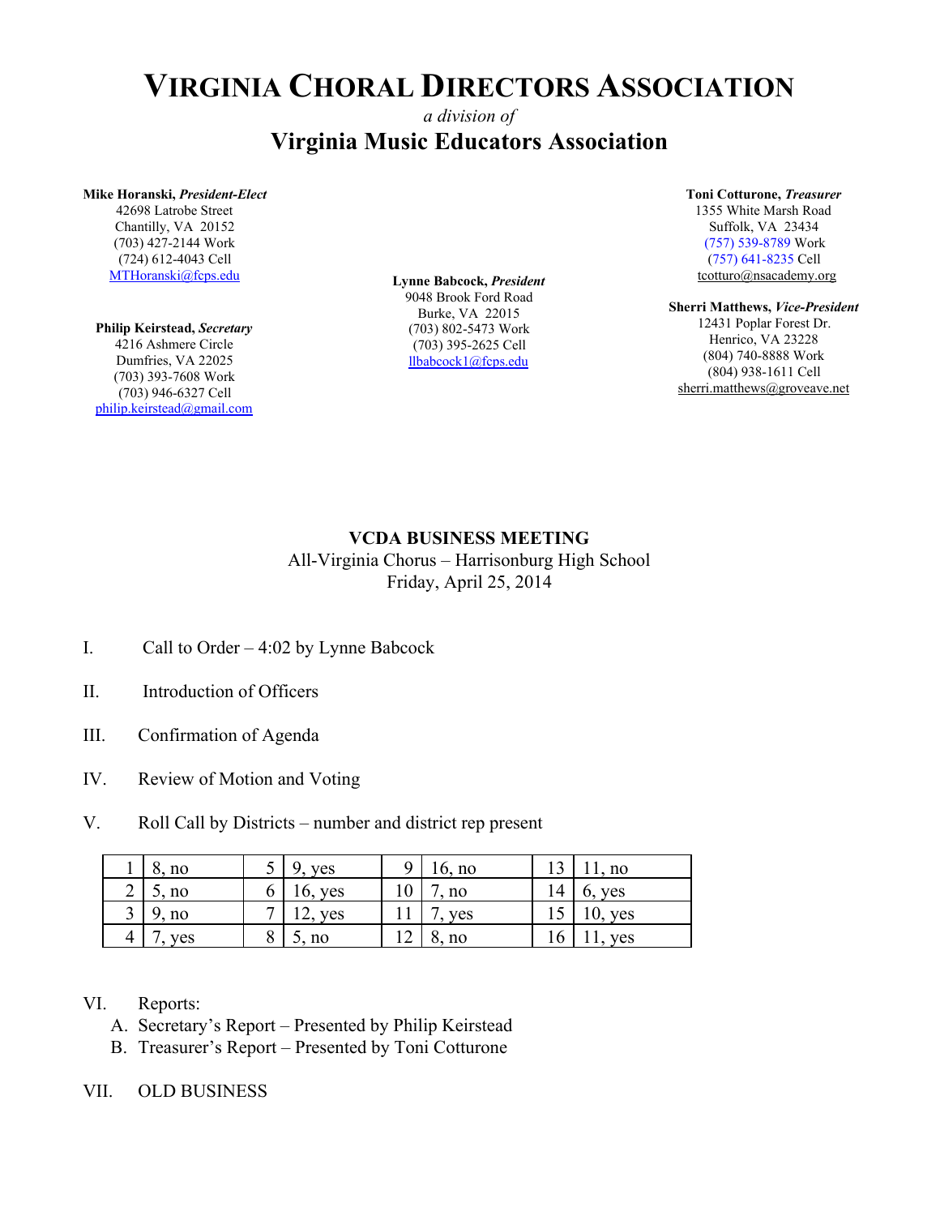# VIRGINIA CHORAL DIRECTORS ASSOCIATION

*a division of*

## Virginia Music Educators Association

**Mike Horanski, *President-Elect***
42698 Latrobe Street
Chantilly, VA 20152
(703) 427-2144 Work
(724) 612-4043 Cell
MTHoranski@fcps.edu

**Philip Keirstead, *Secretary***
4216 Ashmere Circle
Dumfries, VA 22025
(703) 393-7608 Work
(703) 946-6327 Cell
philip.keirstead@gmail.com

**Lynne Babcock, *President***
9048 Brook Ford Road
Burke, VA 22015
(703) 802-5473 Work
(703) 395-2625 Cell
llbabcock1@fcps.edu

**Toni Cotturone, *Treasurer***
1355 White Marsh Road
Suffolk, VA 23434
(757) 539-8789 Work
(757) 641-8235 Cell
tcotturo@nsacademy.org

**Sherri Matthews, *Vice-President***
12431 Poplar Forest Dr.
Henrico, VA 23228
(804) 740-8888 Work
(804) 938-1611 Cell
sherri.matthews@groveave.net

**VCDA BUSINESS MEETING**
All-Virginia Chorus – Harrisonburg High School
Friday, April 25, 2014

I. Call to Order – 4:02 by Lynne Babcock

II. Introduction of Officers

III. Confirmation of Agenda

IV. Review of Motion and Voting

V. Roll Call by Districts – number and district rep present

| | | | | | | | |
|---|---|---|---|---|---|---|---|
| 1 | 8, no | 5 | 9, yes | 9 | 16, no | 13 | 11, no |
| 2 | 5, no | 6 | 16, yes | 10 | 7, no | 14 | 6, yes |
| 3 | 9, no | 7 | 12, yes | 11 | 7, yes | 15 | 10, yes |
| 4 | 7, yes | 8 | 5, no | 12 | 8, no | 16 | 11, yes |

VI. Reports:
   A. Secretary's Report – Presented by Philip Keirstead
   B. Treasurer's Report – Presented by Toni Cotturone

VII. OLD BUSINESS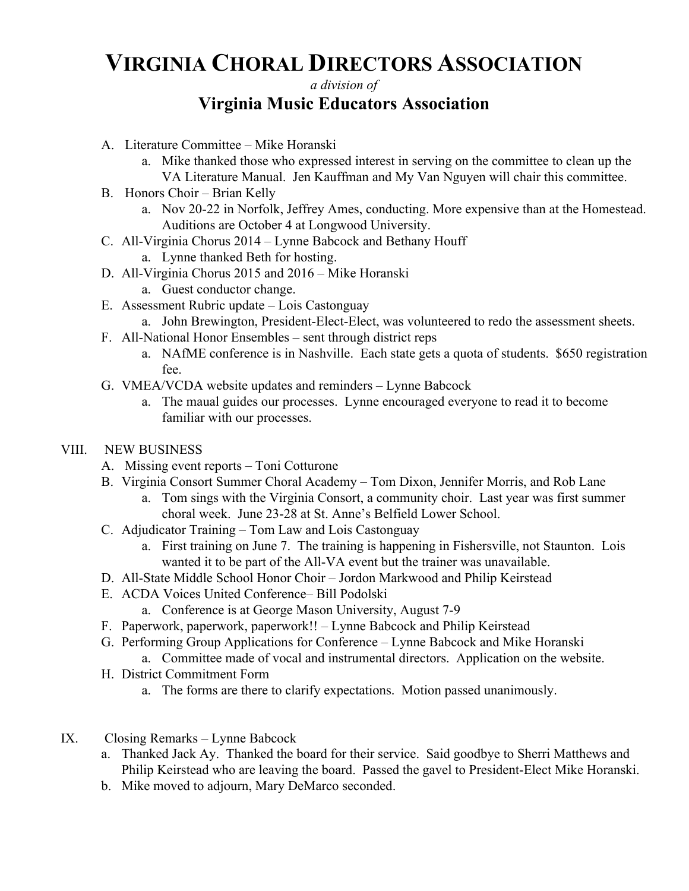# VIRGINIA CHORAL DIRECTORS ASSOCIATION

*a division of*

## Virginia Music Educators Association

A. Literature Committee – Mike Horanski
   a. Mike thanked those who expressed interest in serving on the committee to clean up the VA Literature Manual. Jen Kauffman and My Van Nguyen will chair this committee.

B. Honors Choir – Brian Kelly
   a. Nov 20-22 in Norfolk, Jeffrey Ames, conducting. More expensive than at the Homestead. Auditions are October 4 at Longwood University.

C. All-Virginia Chorus 2014 – Lynne Babcock and Bethany Houff
   a. Lynne thanked Beth for hosting.

D. All-Virginia Chorus 2015 and 2016 – Mike Horanski
   a. Guest conductor change.

E. Assessment Rubric update – Lois Castonguay
   a. John Brewington, President-Elect-Elect, was volunteered to redo the assessment sheets.

F. All-National Honor Ensembles – sent through district reps
   a. NAfME conference is in Nashville. Each state gets a quota of students. $650 registration fee.

G. VMEA/VCDA website updates and reminders – Lynne Babcock
   a. The maual guides our processes. Lynne encouraged everyone to read it to become familiar with our processes.

VIII. NEW BUSINESS

A. Missing event reports – Toni Cotturone

B. Virginia Consort Summer Choral Academy – Tom Dixon, Jennifer Morris, and Rob Lane
   a. Tom sings with the Virginia Consort, a community choir. Last year was first summer choral week. June 23-28 at St. Anne's Belfield Lower School.

C. Adjudicator Training – Tom Law and Lois Castonguay
   a. First training on June 7. The training is happening in Fishersville, not Staunton. Lois wanted it to be part of the All-VA event but the trainer was unavailable.

D. All-State Middle School Honor Choir – Jordon Markwood and Philip Keirstead

E. ACDA Voices United Conference– Bill Podolski
   a. Conference is at George Mason University, August 7-9

F. Paperwork, paperwork, paperwork!! – Lynne Babcock and Philip Keirstead

G. Performing Group Applications for Conference – Lynne Babcock and Mike Horanski
   a. Committee made of vocal and instrumental directors. Application on the website.

H. District Commitment Form
   a. The forms are there to clarify expectations. Motion passed unanimously.

IX. Closing Remarks – Lynne Babcock

a. Thanked Jack Ay. Thanked the board for their service. Said goodbye to Sherri Matthews and Philip Keirstead who are leaving the board. Passed the gavel to President-Elect Mike Horanski.

b. Mike moved to adjourn, Mary DeMarco seconded.